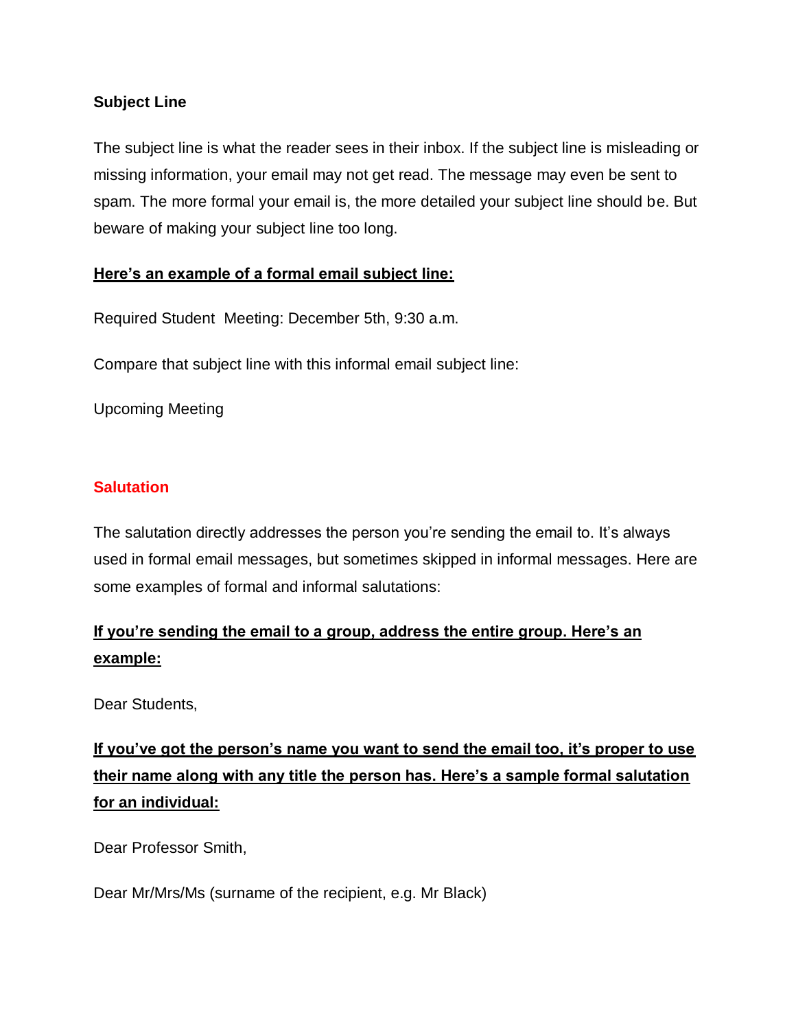**Subject Line**

The subject line is what the reader sees in their inbox. If the subject line is misleading or missing information, your email may not get read. The message may even be sent to spam. The more formal your email is, the more detailed your subject line should be. But beware of making your subject line too long.

**Here's an example of a formal email subject line:**

Required Student  Meeting: December 5th, 9:30 a.m.

Compare that subject line with this informal email subject line:

Upcoming Meeting

**Salutation**

The salutation directly addresses the person you're sending the email to. It's always used in formal email messages, but sometimes skipped in informal messages. Here are some examples of formal and informal salutations:

**If you're sending the email to a group, address the entire group. Here's an example:**

Dear Students,

**If you've got the person's name you want to send the email too, it's proper to use their name along with any title the person has. Here's a sample formal salutation for an individual:**

Dear Professor Smith,

Dear Mr/Mrs/Ms (surname of the recipient, e.g. Mr Black)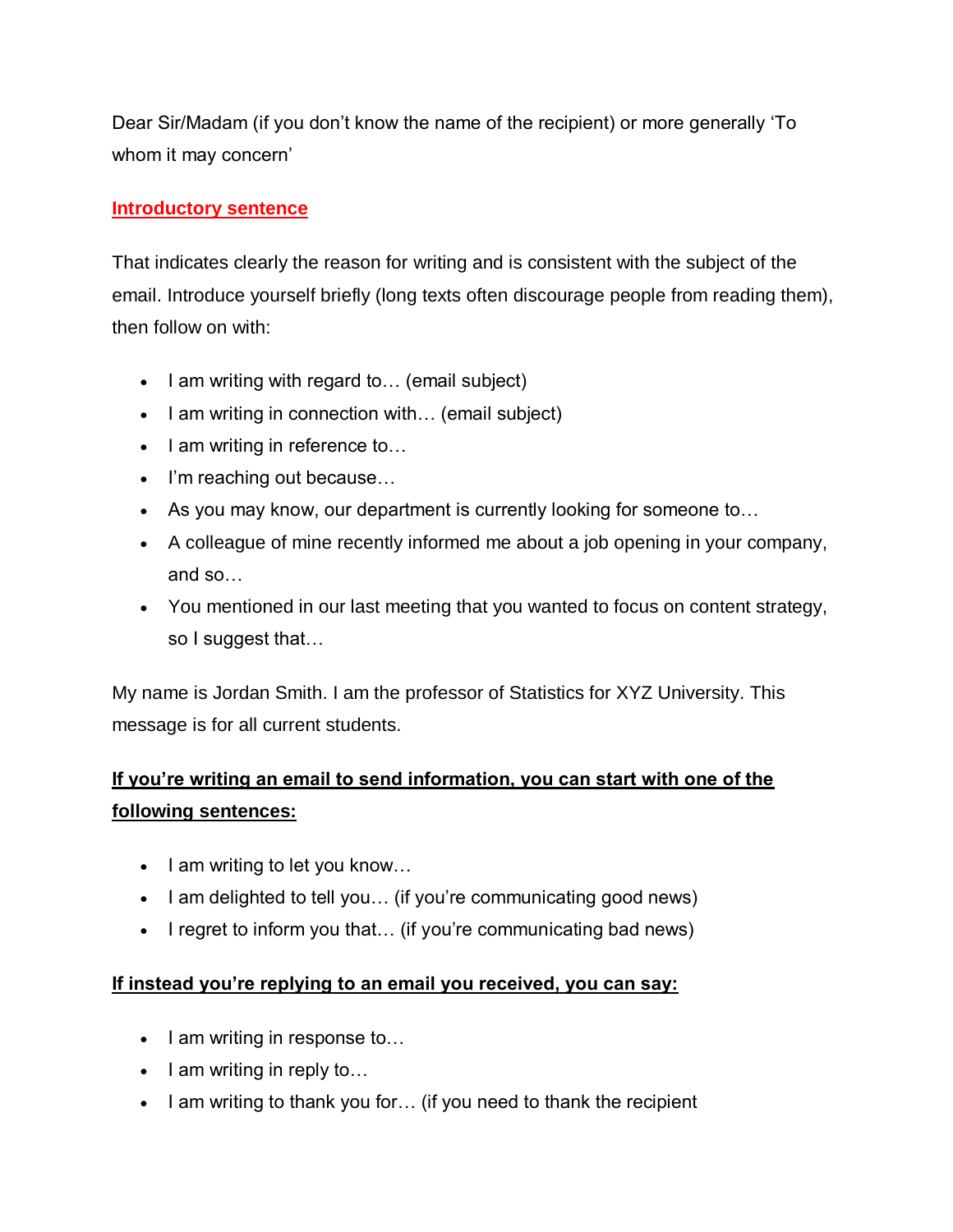Dear Sir/Madam (if you don't know the name of the recipient) or more generally 'To whom it may concern'

**Introductory sentence**

That indicates clearly the reason for writing and is consistent with the subject of the email. Introduce yourself briefly (long texts often discourage people from reading them), then follow on with:

- I am writing with regard to… (email subject)
- I am writing in connection with… (email subject)
- I am writing in reference to…
- I'm reaching out because…
- As you may know, our department is currently looking for someone to…
- A colleague of mine recently informed me about a job opening in your company, and so…
- You mentioned in our last meeting that you wanted to focus on content strategy, so I suggest that…

My name is Jordan Smith. I am the professor of Statistics for XYZ University. This message is for all current students.

**If you're writing an email to send information, you can start with one of the following sentences:**

- I am writing to let you know…
- I am delighted to tell you… (if you're communicating good news)
- I regret to inform you that… (if you're communicating bad news)

**If instead you're replying to an email you received, you can say:**

- I am writing in response to…
- I am writing in reply to…
- I am writing to thank you for… (if you need to thank the recipient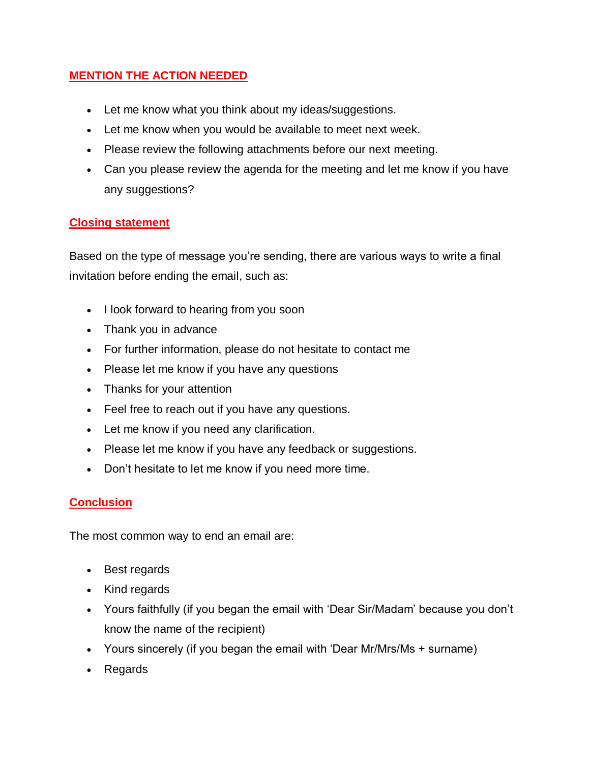## MENTION THE ACTION NEEDED

- Let me know what you think about my ideas/suggestions.
- Let me know when you would be available to meet next week.
- Please review the following attachments before our next meeting.
- Can you please review the agenda for the meeting and let me know if you have any suggestions?

## Closing statement

Based on the type of message you're sending, there are various ways to write a final invitation before ending the email, such as:

- I look forward to hearing from you soon
- Thank you in advance
- For further information, please do not hesitate to contact me
- Please let me know if you have any questions
- Thanks for your attention
- Feel free to reach out if you have any questions.
- Let me know if you need any clarification.
- Please let me know if you have any feedback or suggestions.
- Don't hesitate to let me know if you need more time.

## Conclusion

The most common way to end an email are:

- Best regards
- Kind regards
- Yours faithfully (if you began the email with 'Dear Sir/Madam' because you don't know the name of the recipient)
- Yours sincerely (if you began the email with 'Dear Mr/Mrs/Ms + surname)
- Regards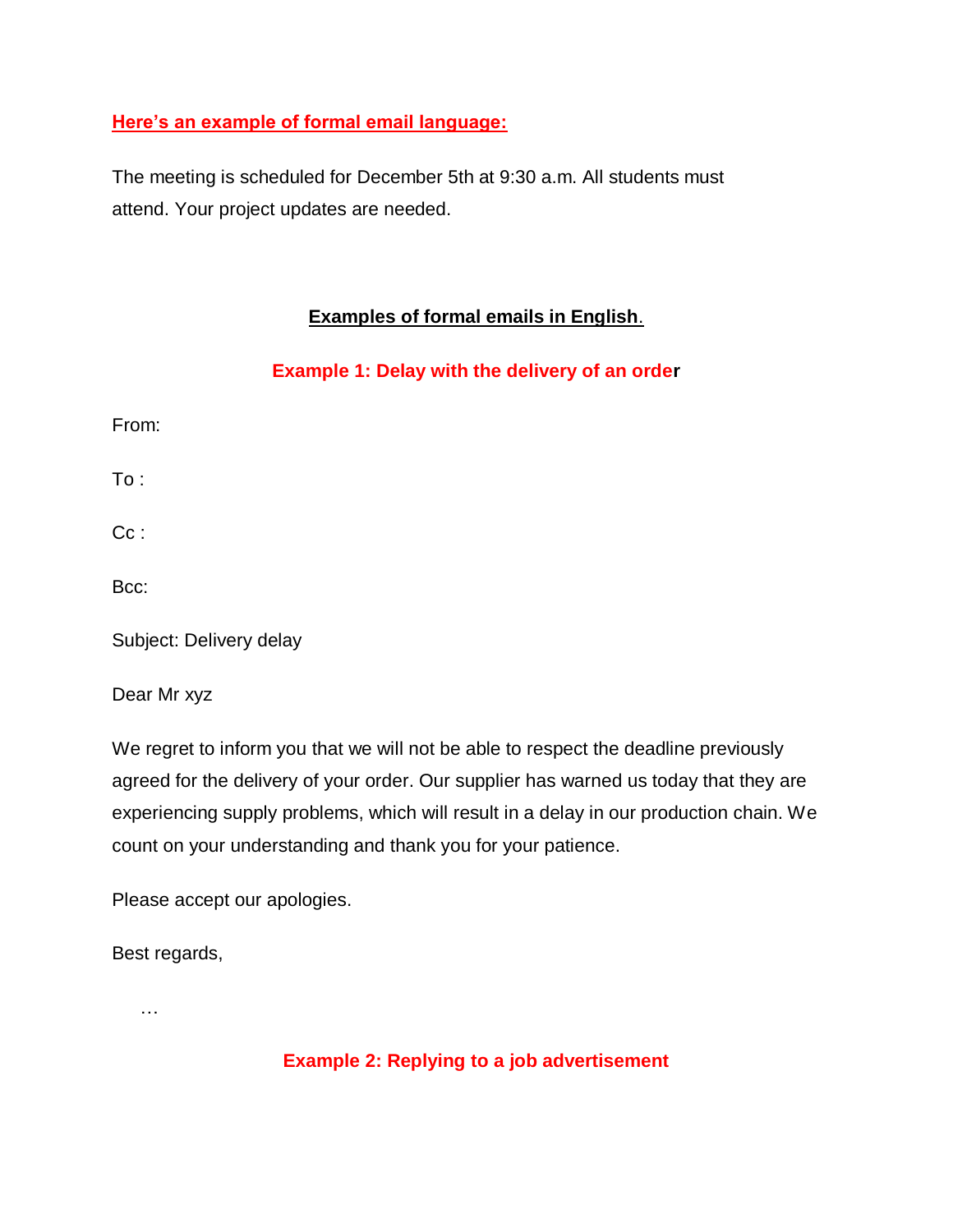**Here's an example of formal email language:**

The meeting is scheduled for December 5th at 9:30 a.m. All students must attend. Your project updates are needed.

## Examples of formal emails in English.

### Example 1: Delay with the delivery of an order

From:

To :

Cc :

Bcc:

Subject: Delivery delay

Dear Mr xyz

We regret to inform you that we will not be able to respect the deadline previously agreed for the delivery of your order. Our supplier has warned us today that they are experiencing supply problems, which will result in a delay in our production chain. We count on your understanding and thank you for your patience.

Please accept our apologies.

Best regards,

…

### Example 2: Replying to a job advertisement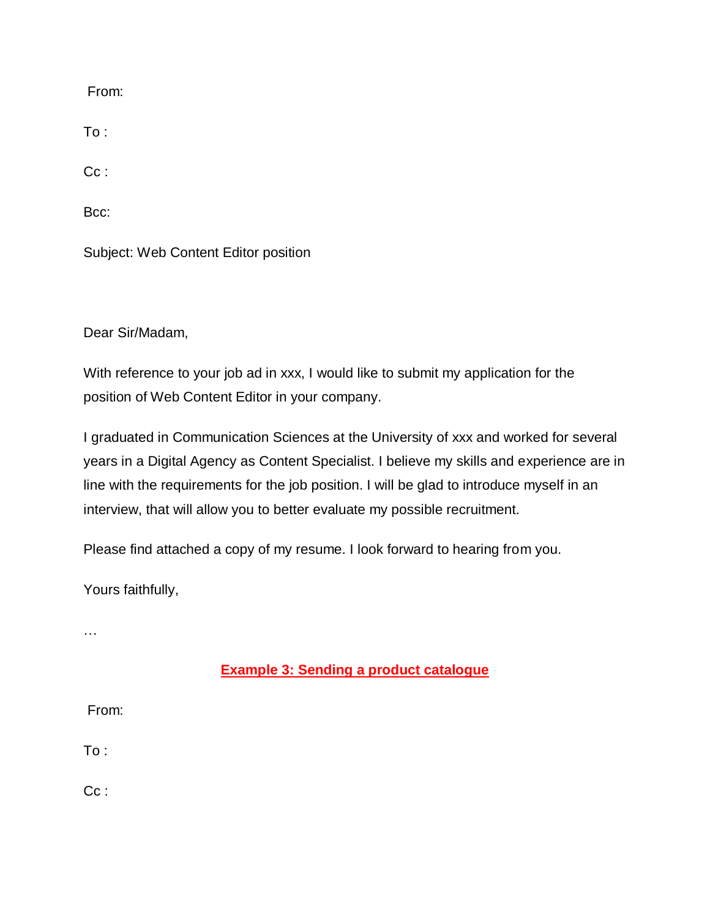From:

To :

Cc :

Bcc:

Subject: Web Content Editor position

Dear Sir/Madam,

With reference to your job ad in xxx, I would like to submit my application for the position of Web Content Editor in your company.

I graduated in Communication Sciences at the University of xxx and worked for several years in a Digital Agency as Content Specialist. I believe my skills and experience are in line with the requirements for the job position. I will be glad to introduce myself in an interview, that will allow you to better evaluate my possible recruitment.

Please find attached a copy of my resume. I look forward to hearing from you.

Yours faithfully,

…

## Example 3: Sending a product catalogue

From:

To :

Cc :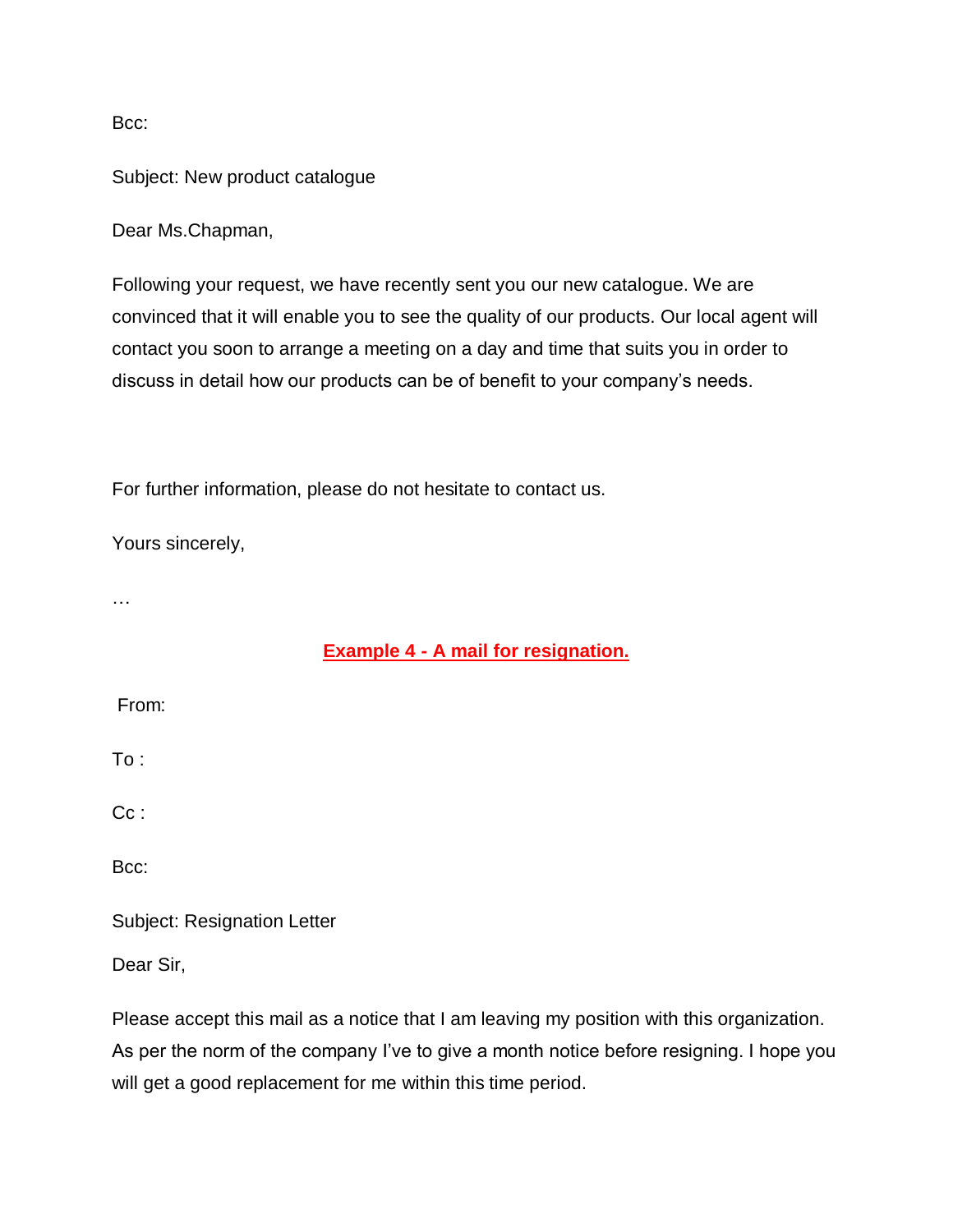Bcc:

Subject: New product catalogue

Dear Ms.Chapman,

Following your request, we have recently sent you our new catalogue. We are convinced that it will enable you to see the quality of our products. Our local agent will contact you soon to arrange a meeting on a day and time that suits you in order to discuss in detail how our products can be of benefit to your company's needs.

For further information, please do not hesitate to contact us.

Yours sincerely,

…

## **Example 4 - A mail for resignation.**

From:

To :

Cc :

Bcc:

Subject: Resignation Letter

Dear Sir,

Please accept this mail as a notice that I am leaving my position with this organization. As per the norm of the company I've to give a month notice before resigning. I hope you will get a good replacement for me within this time period.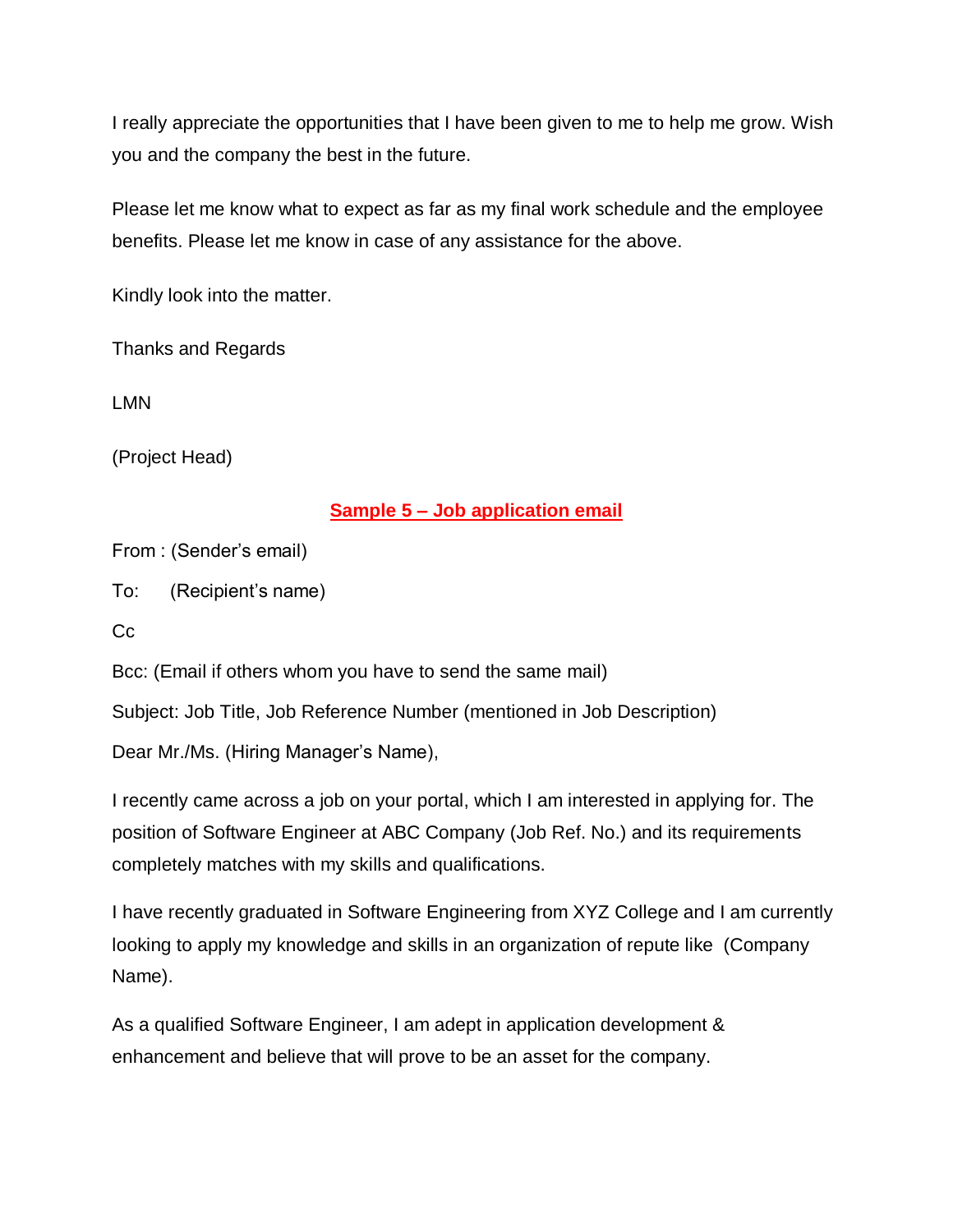I really appreciate the opportunities that I have been given to me to help me grow. Wish you and the company the best in the future.

Please let me know what to expect as far as my final work schedule and the employee benefits. Please let me know in case of any assistance for the above.

Kindly look into the matter.

Thanks and Regards

LMN

(Project Head)

## Sample 5 – Job application email

From : (Sender's email)

To: (Recipient's name)

Cc

Bcc: (Email if others whom you have to send the same mail)

Subject: Job Title, Job Reference Number (mentioned in Job Description)

Dear Mr./Ms. (Hiring Manager's Name),

I recently came across a job on your portal, which I am interested in applying for. The position of Software Engineer at ABC Company (Job Ref. No.) and its requirements completely matches with my skills and qualifications.

I have recently graduated in Software Engineering from XYZ College and I am currently looking to apply my knowledge and skills in an organization of repute like (Company Name).

As a qualified Software Engineer, I am adept in application development & enhancement and believe that will prove to be an asset for the company.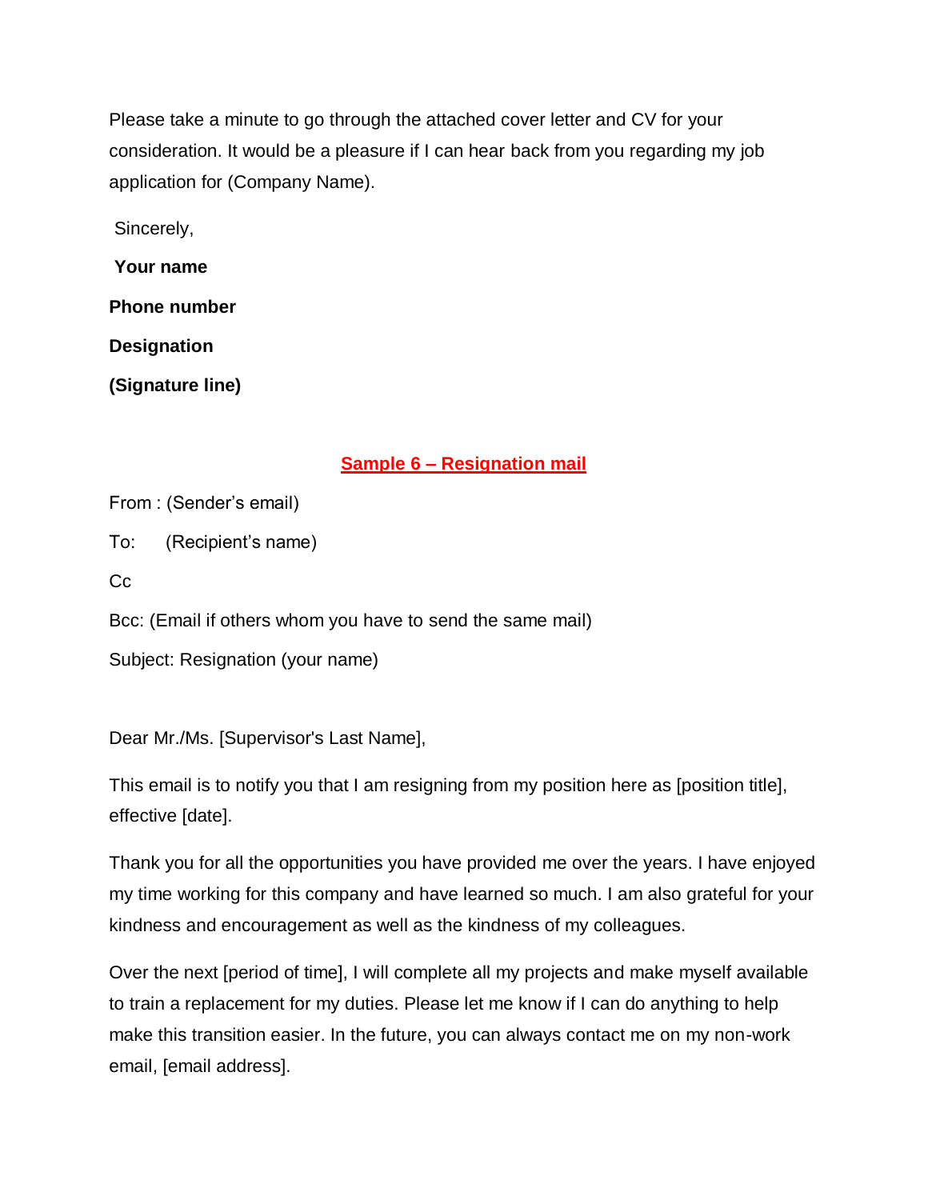Please take a minute to go through the attached cover letter and CV for your consideration. It would be a pleasure if I can hear back from you regarding my job application for (Company Name).

Sincerely,

**Your name**

**Phone number**

**Designation**

**(Signature line)**

## Sample 6 – Resignation mail

From : (Sender's email)

To: (Recipient's name)

Cc

Bcc: (Email if others whom you have to send the same mail)

Subject: Resignation (your name)

Dear Mr./Ms. [Supervisor's Last Name],

This email is to notify you that I am resigning from my position here as [position title], effective [date].

Thank you for all the opportunities you have provided me over the years. I have enjoyed my time working for this company and have learned so much. I am also grateful for your kindness and encouragement as well as the kindness of my colleagues.

Over the next [period of time], I will complete all my projects and make myself available to train a replacement for my duties. Please let me know if I can do anything to help make this transition easier. In the future, you can always contact me on my non-work email, [email address].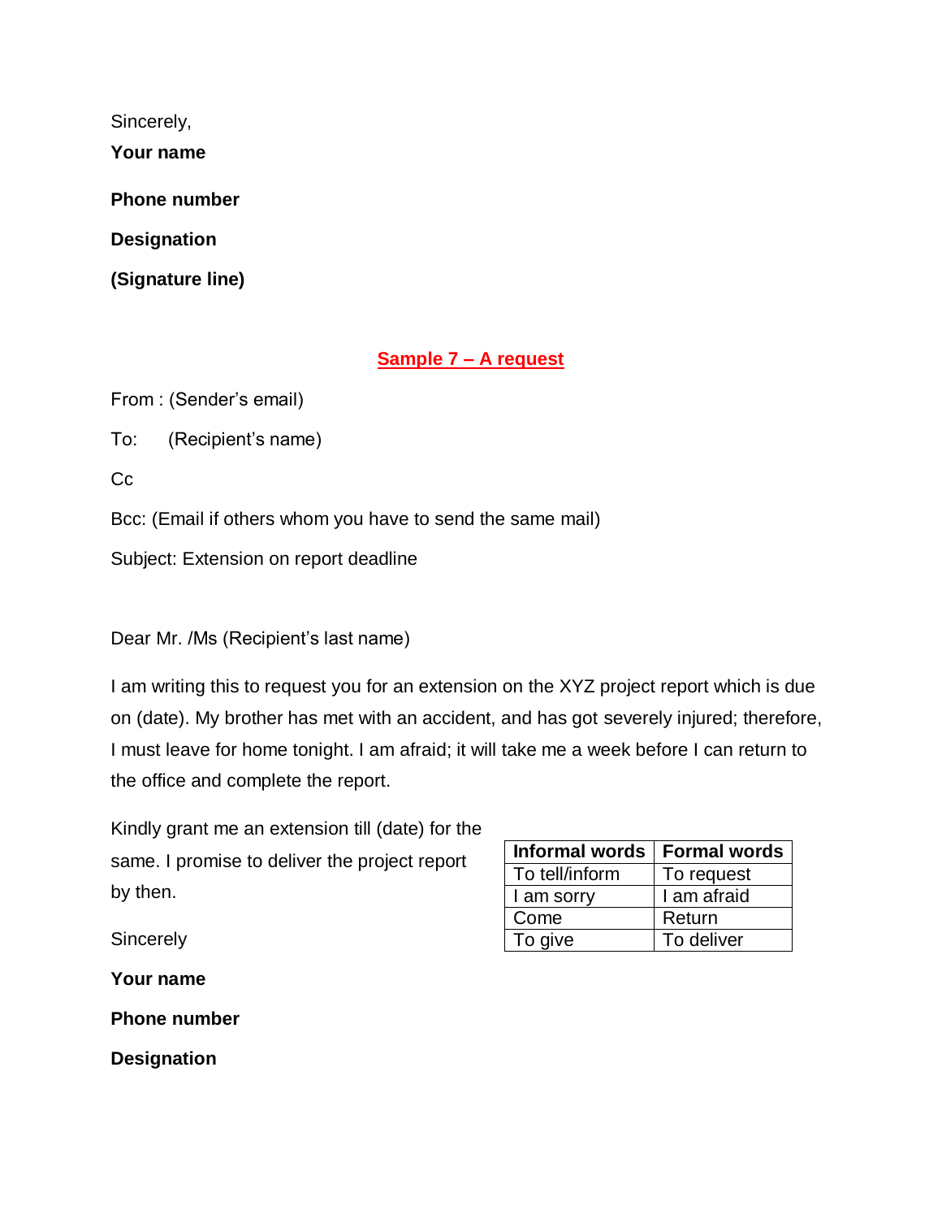Sincerely,

**Your name**

**Phone number**

**Designation**

**(Signature line)**

## Sample 7 – A request

From : (Sender's email)

To: (Recipient's name)

Cc

Bcc: (Email if others whom you have to send the same mail)

Subject: Extension on report deadline

Dear Mr. /Ms (Recipient's last name)

I am writing this to request you for an extension on the XYZ project report which is due on (date). My brother has met with an accident, and has got severely injured; therefore, I must leave for home tonight. I am afraid; it will take me a week before I can return to the office and complete the report.

Kindly grant me an extension till (date) for the same. I promise to deliver the project report by then.

Sincerely

**Your name**

**Phone number**

**Designation**

| Informal words | Formal words |
|---|---|
| To tell/inform | To request |
| I am sorry | I am afraid |
| Come | Return |
| To give | To deliver |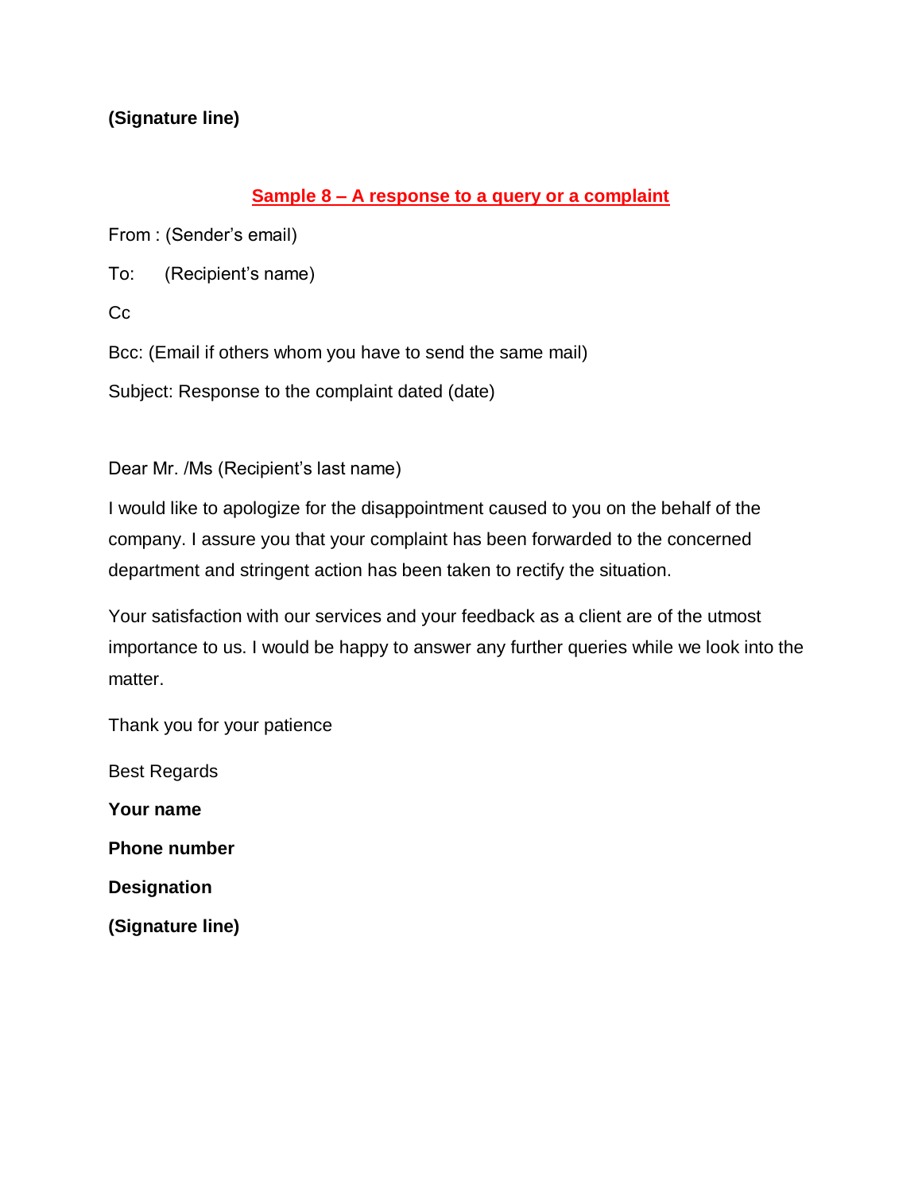**(Signature line)**

## Sample 8 – A response to a query or a complaint

From : (Sender's email)

To: (Recipient's name)

Cc

Bcc: (Email if others whom you have to send the same mail)

Subject: Response to the complaint dated (date)

Dear Mr. /Ms (Recipient's last name)

I would like to apologize for the disappointment caused to you on the behalf of the company. I assure you that your complaint has been forwarded to the concerned department and stringent action has been taken to rectify the situation.

Your satisfaction with our services and your feedback as a client are of the utmost importance to us. I would be happy to answer any further queries while we look into the matter.

Thank you for your patience

Best Regards

**Your name**

**Phone number**

**Designation**

**(Signature line)**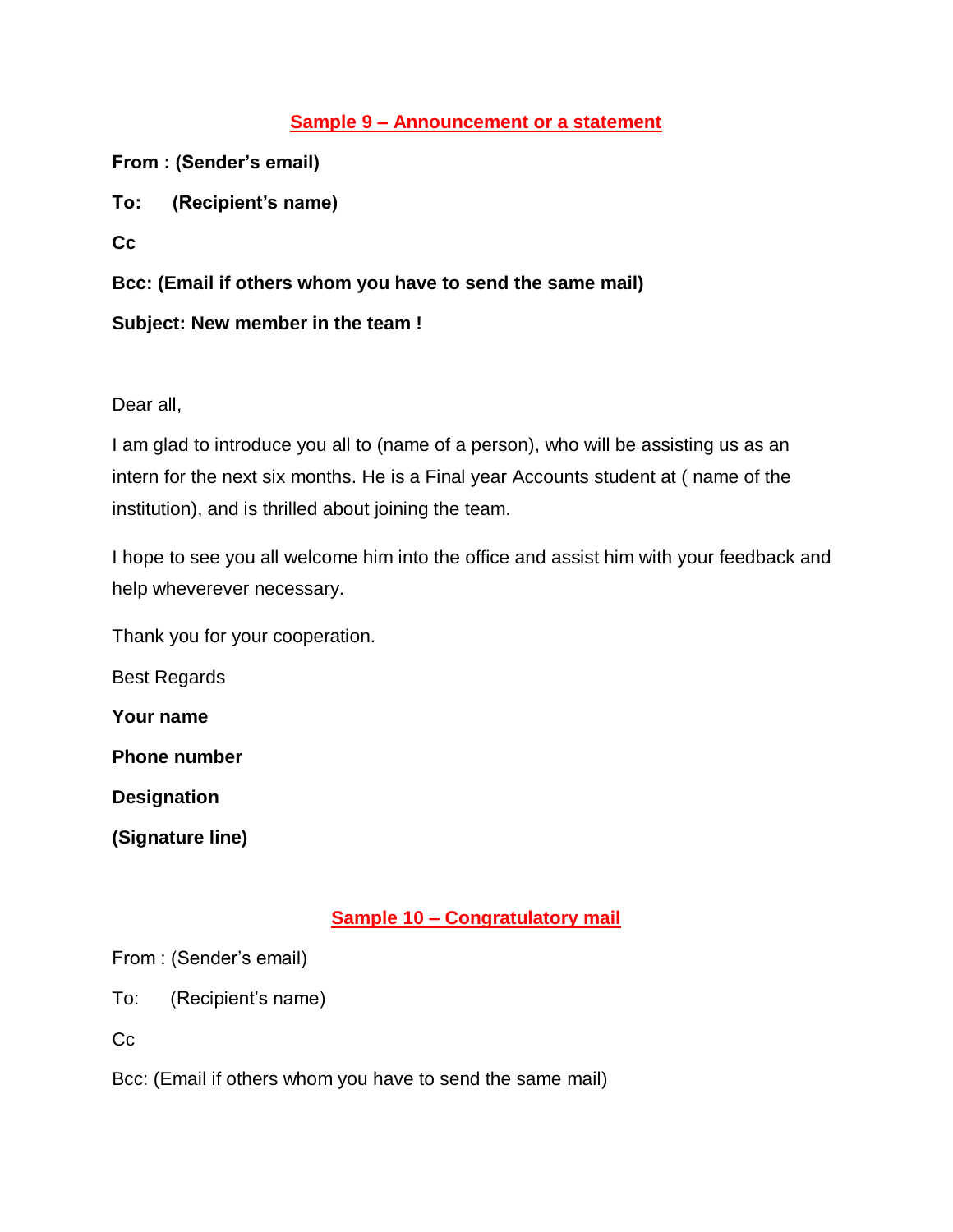## Sample 9 – Announcement or a statement

**From : (Sender's email)**

**To: (Recipient's name)**

**Cc**

**Bcc: (Email if others whom you have to send the same mail)**

**Subject: New member in the team !**

Dear all,

I am glad to introduce you all to (name of a person), who will be assisting us as an intern for the next six months. He is a Final year Accounts student at ( name of the institution), and is thrilled about joining the team.

I hope to see you all welcome him into the office and assist him with your feedback and help wheverever necessary.

Thank you for your cooperation.

Best Regards

**Your name**

**Phone number**

**Designation**

**(Signature line)**

## Sample 10 – Congratulatory mail

From : (Sender's email)

To: (Recipient's name)

Cc

Bcc: (Email if others whom you have to send the same mail)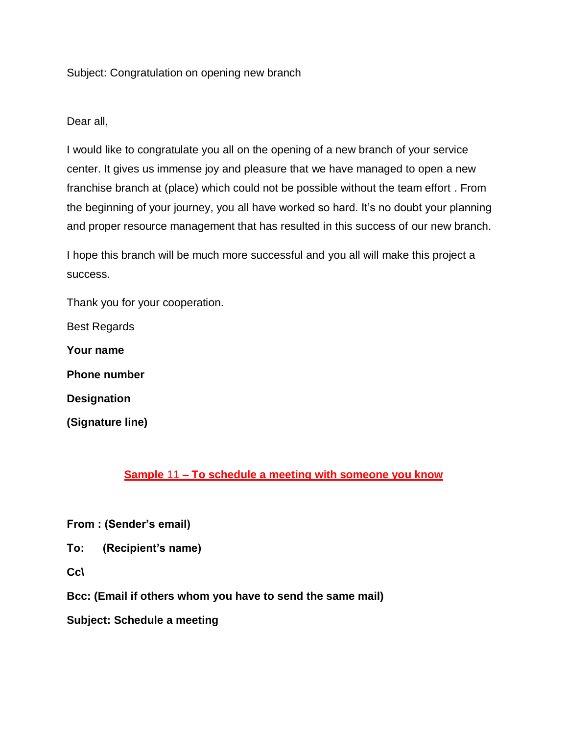Subject: Congratulation on opening new branch

Dear all,

I would like to congratulate you all on the opening of a new branch of your service center. It gives us immense joy and pleasure that we have managed to open a new franchise branch at (place) which could not be possible without the team effort . From the beginning of your journey, you all have worked so hard. It's no doubt your planning and proper resource management that has resulted in this success of our new branch.

I hope this branch will be much more successful and you all will make this project a success.

Thank you for your cooperation.

Best Regards

**Your name**

**Phone number**

**Designation**

**(Signature line)**

## Sample 11 – To schedule a meeting with someone you know

**From : (Sender's email)**

**To: (Recipient's name)**

**Cc\**

**Bcc: (Email if others whom you have to send the same mail)**

**Subject: Schedule a meeting**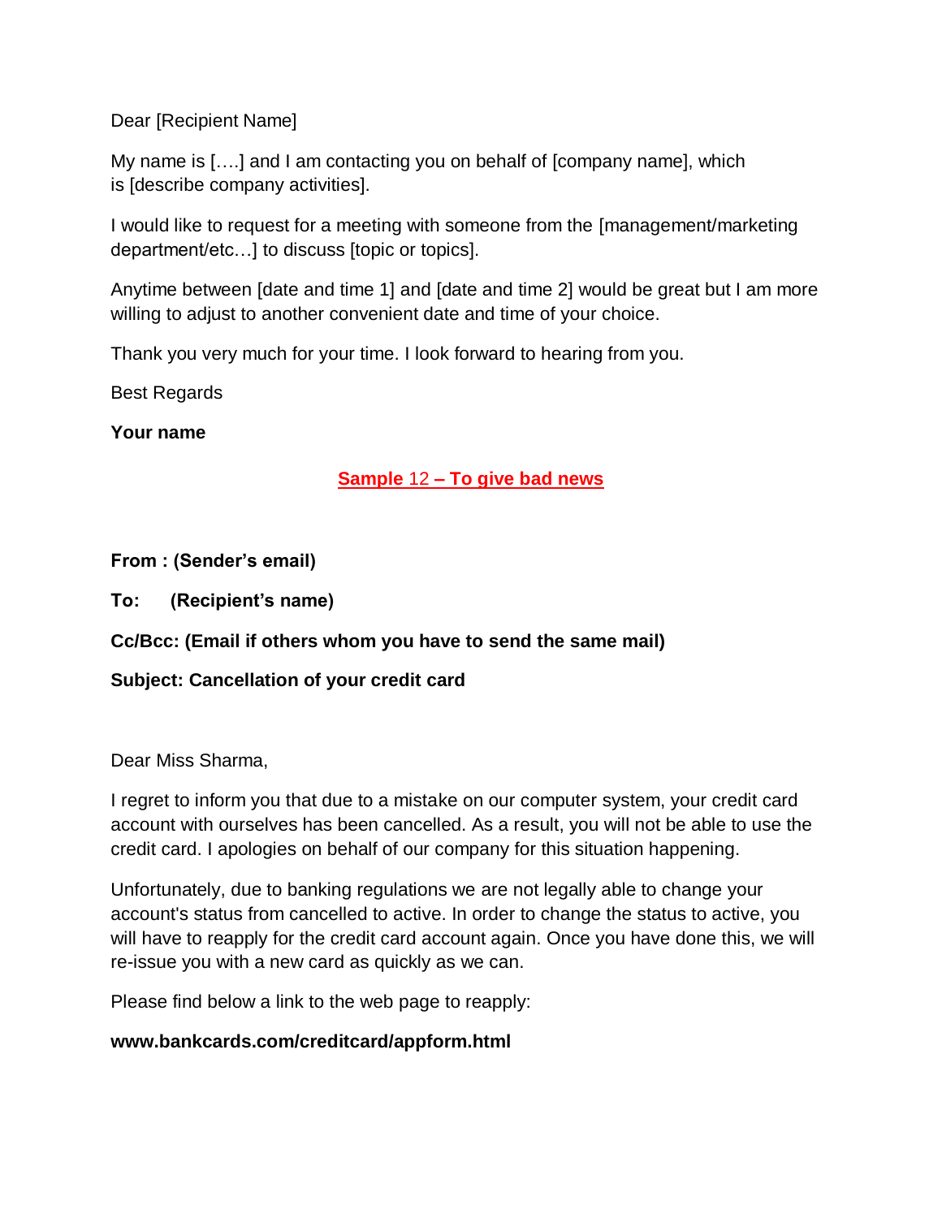Dear [Recipient Name]

My name is [….] and I am contacting you on behalf of [company name], which is [describe company activities].

I would like to request for a meeting with someone from the [management/marketing department/etc…] to discuss [topic or topics].

Anytime between [date and time 1] and [date and time 2] would be great but I am more willing to adjust to another convenient date and time of your choice.

Thank you very much for your time. I look forward to hearing from you.

Best Regards

**Your name**

## Sample 12 – To give bad news

**From : (Sender's email)**

**To: (Recipient's name)**

**Cc/Bcc: (Email if others whom you have to send the same mail)**

**Subject: Cancellation of your credit card**

Dear Miss Sharma,

I regret to inform you that due to a mistake on our computer system, your credit card account with ourselves has been cancelled. As a result, you will not be able to use the credit card. I apologies on behalf of our company for this situation happening.

Unfortunately, due to banking regulations we are not legally able to change your account's status from cancelled to active. In order to change the status to active, you will have to reapply for the credit card account again. Once you have done this, we will re-issue you with a new card as quickly as we can.

Please find below a link to the web page to reapply:

**www.bankcards.com/creditcard/appform.html**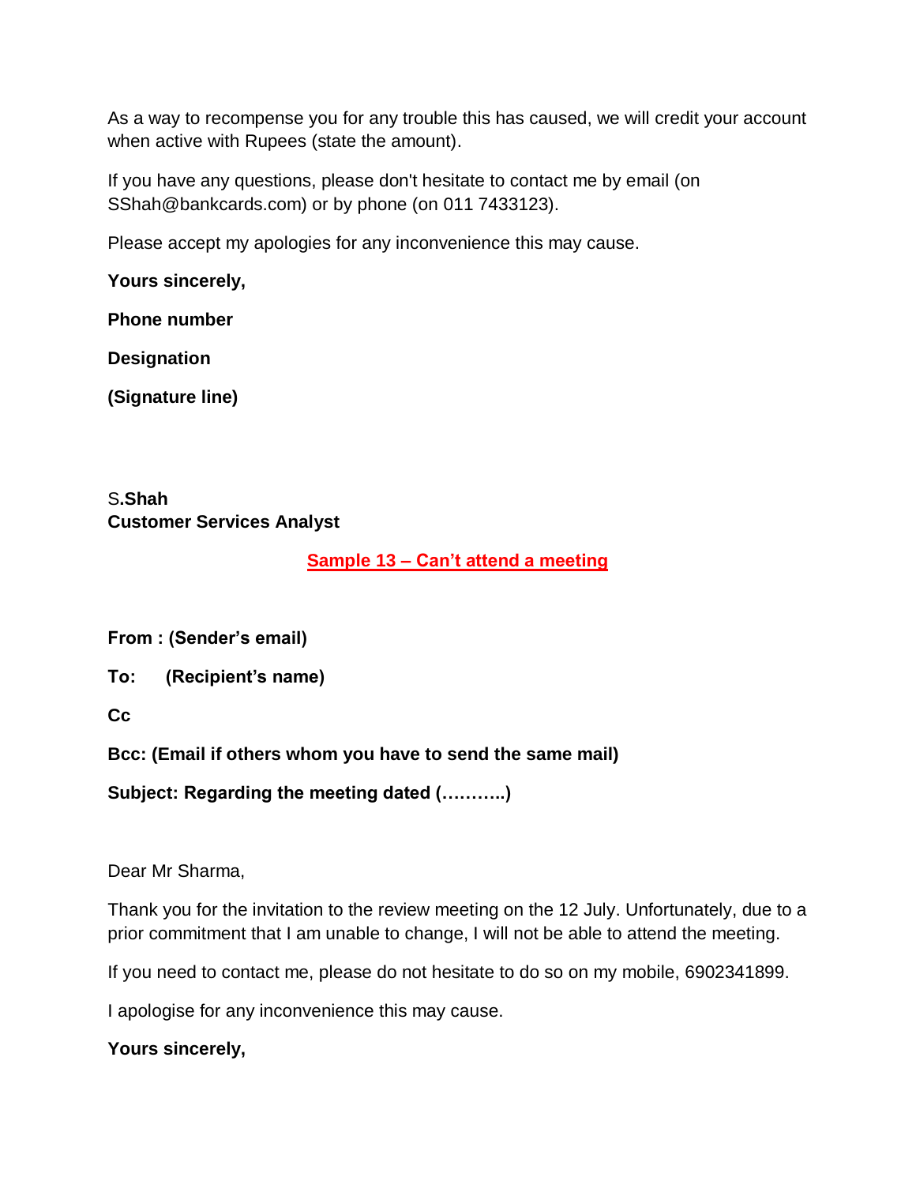As a way to recompense you for any trouble this has caused, we will credit your account when active with Rupees (state the amount).

If you have any questions, please don't hesitate to contact me by email (on SShah@bankcards.com) or by phone (on 011 7433123).

Please accept my apologies for any inconvenience this may cause.

**Yours sincerely,**

**Phone number**

**Designation**

**(Signature line)**

S**.Shah**
**Customer Services Analyst**

## Sample 13 – Can't attend a meeting

**From : (Sender's email)**

**To: (Recipient's name)**

**Cc**

**Bcc: (Email if others whom you have to send the same mail)**

**Subject: Regarding the meeting dated (………..)**

Dear Mr Sharma,

Thank you for the invitation to the review meeting on the 12 July. Unfortunately, due to a prior commitment that I am unable to change, I will not be able to attend the meeting.

If you need to contact me, please do not hesitate to do so on my mobile, 6902341899.

I apologise for any inconvenience this may cause.

**Yours sincerely,**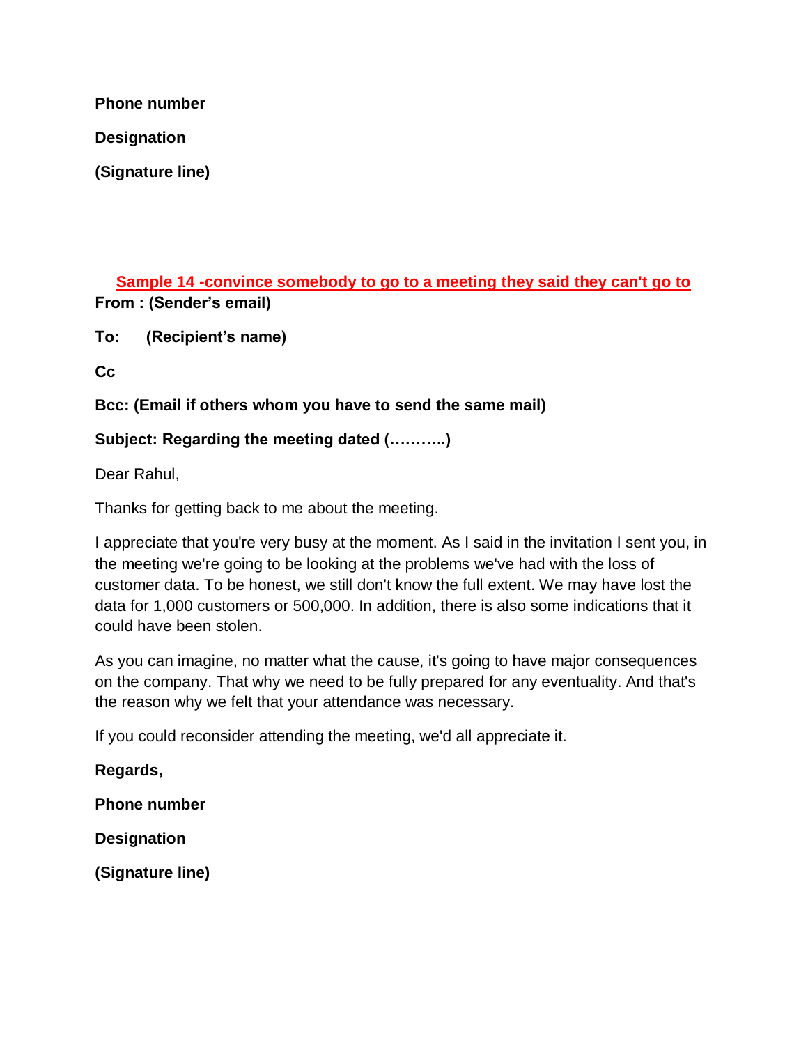**Phone number**

**Designation**

**(Signature line)**

## Sample 14 -convince somebody to go to a meeting they said they can't go to

**From : (Sender's email)**

**To: (Recipient's name)**

**Cc**

**Bcc: (Email if others whom you have to send the same mail)**

**Subject: Regarding the meeting dated (………..)**

Dear Rahul,

Thanks for getting back to me about the meeting.

I appreciate that you're very busy at the moment. As I said in the invitation I sent you, in the meeting we're going to be looking at the problems we've had with the loss of customer data. To be honest, we still don't know the full extent. We may have lost the data for 1,000 customers or 500,000. In addition, there is also some indications that it could have been stolen.

As you can imagine, no matter what the cause, it's going to have major consequences on the company. That why we need to be fully prepared for any eventuality. And that's the reason why we felt that your attendance was necessary.

If you could reconsider attending the meeting, we'd all appreciate it.

**Regards,**

**Phone number**

**Designation**

**(Signature line)**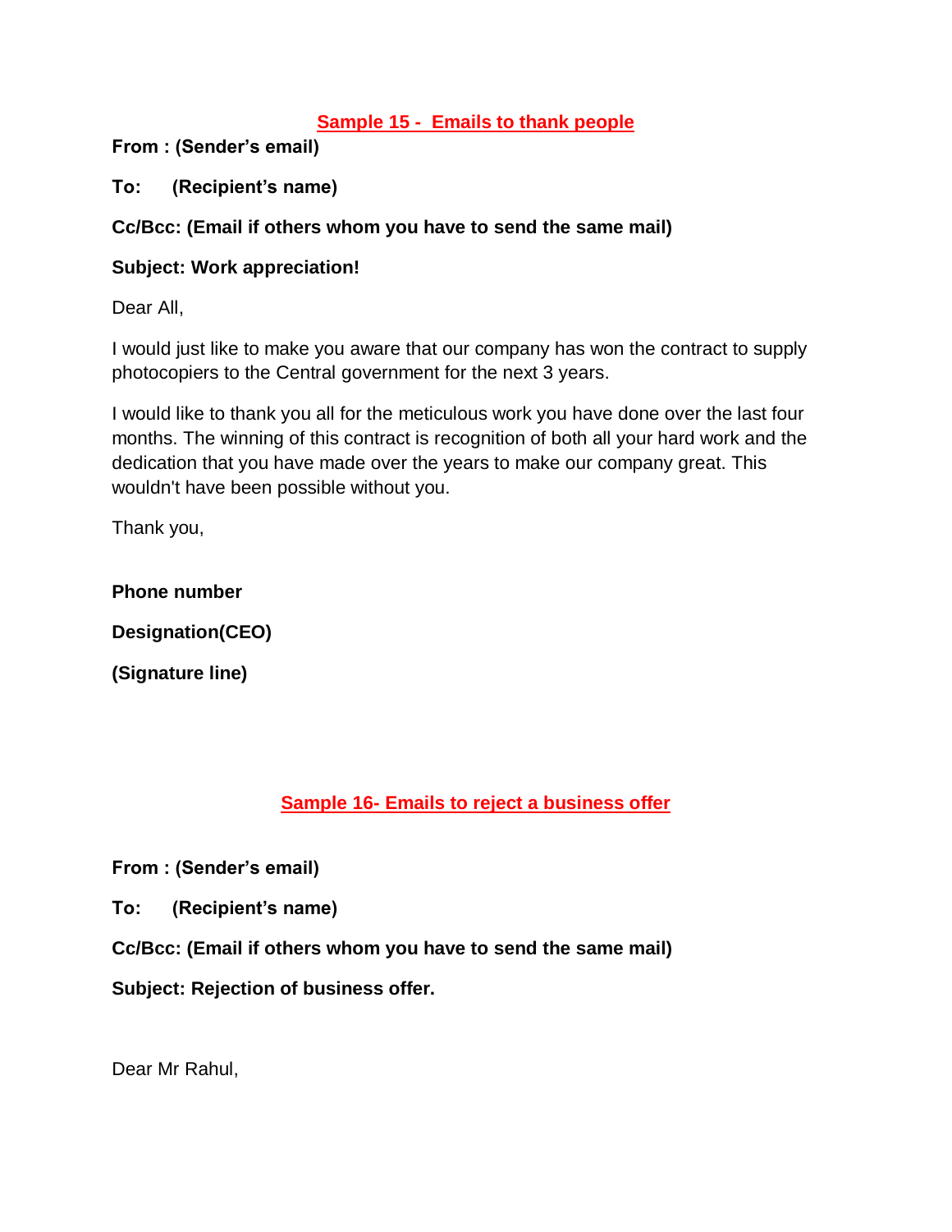## Sample 15 - Emails to thank people

**From : (Sender's email)**

**To: (Recipient's name)**

**Cc/Bcc: (Email if others whom you have to send the same mail)**

**Subject: Work appreciation!**

Dear All,

I would just like to make you aware that our company has won the contract to supply photocopiers to the Central government for the next 3 years.

I would like to thank you all for the meticulous work you have done over the last four months. The winning of this contract is recognition of both all your hard work and the dedication that you have made over the years to make our company great. This wouldn't have been possible without you.

Thank you,

**Phone number**

**Designation(CEO)**

**(Signature line)**

## Sample 16- Emails to reject a business offer

**From : (Sender's email)**

**To: (Recipient's name)**

**Cc/Bcc: (Email if others whom you have to send the same mail)**

**Subject: Rejection of business offer.**

Dear Mr Rahul,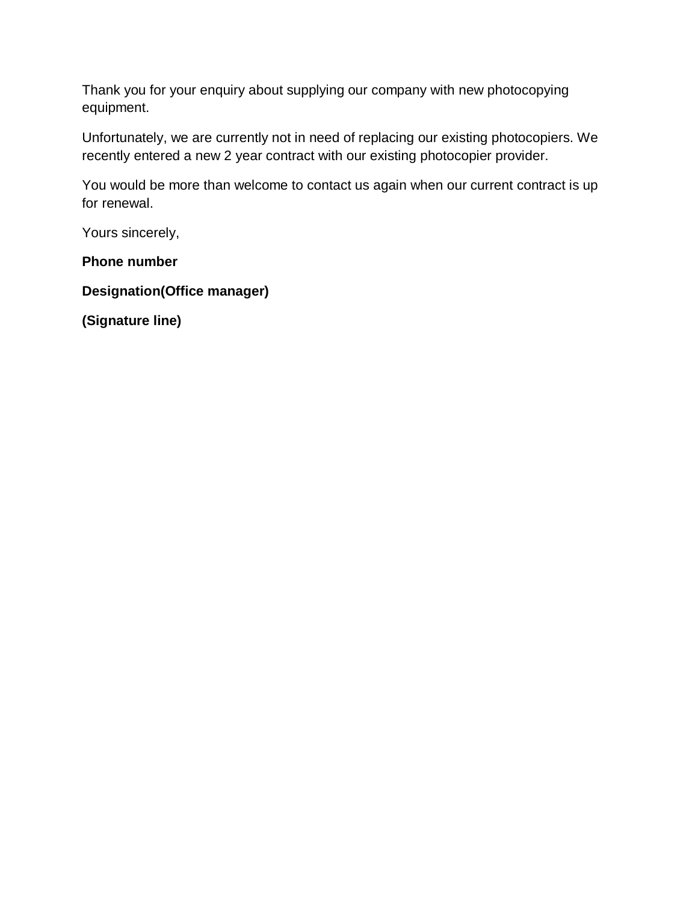Thank you for your enquiry about supplying our company with new photocopying equipment.

Unfortunately, we are currently not in need of replacing our existing photocopiers. We recently entered a new 2 year contract with our existing photocopier provider.

You would be more than welcome to contact us again when our current contract is up for renewal.

Yours sincerely,

**Phone number**

**Designation(Office manager)**

**(Signature line)**